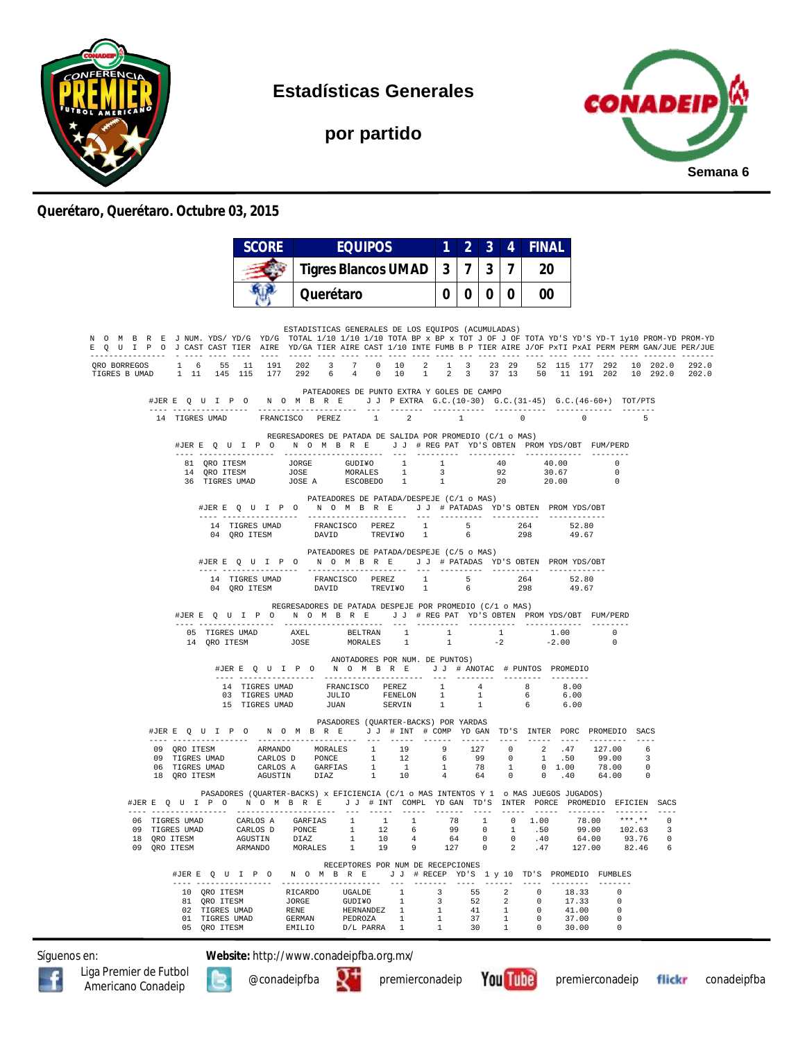# Estadísticas Generales

## por partido

Semana 6

**Querétaro, Querétaro. Octubre 03, 2015**

| SCORE | EQUIPOS | 1 | 2 | 3 | 4 | FINAL |
|---|---|---|---|---|---|---|
| | Tigres Blancos UMAD | 3 | 7 | 3 | 7 | 20 |
| | Querétaro | 0 | 0 | 0 | 0 | 00 |

### ESTADISTICAS GENERALES DE LOS EQUIPOS (ACUMULADAS)

| NOMBRE EQUIPO | J J | NUM. CAST | YDS/ CAST | YD/G TIER | YD/G AIRE | TOTAL YD/GA | 1/10 TIER | 1/10 AIRE | 1/10 CAST | TOTA 1/10 | BP x INTE | BP x FUMB | TOT B P | J OF TIER | J OF AIRE | TOTA J/OF | YD'S PxTI | YD'S PxAI | YD-T PERM | 1y10 PERM | PROM-YD GAN/JUE | PROM-YD PER/JUE |
|---|---|---|---|---|---|---|---|---|---|---|---|---|---|---|---|---|---|---|---|---|---|---|
| QRO BORREGOS | 1 | 6 | 55 | 11 | 191 | 202 | 3 | 7 | 0 | 10 | 2 | 1 | 3 | 23 | 29 | 52 | 115 | 177 | 292 | 10 | 202.0 | 292.0 |
| TIGRES B UMAD | 1 | 11 | 145 | 115 | 177 | 292 | 6 | 4 | 0 | 10 | 1 | 2 | 3 | 37 | 13 | 50 | 11 | 191 | 202 | 10 | 292.0 | 202.0 |

### PATEADORES DE PUNTO EXTRA Y GOLES DE CAMPO

| #JER | EQUIPO | NOMBRE | | J J | P EXTRA | G.C.(10-30) | G.C.(31-45) | G.C.(46-60+) | TOT/PTS |
|---|---|---|---|---|---|---|---|---|---|
| 14 | TIGRES UMAD | FRANCISCO | PEREZ | 1 | 2 | 1 | 0 | 0 | 5 |

### REGRESADORES DE PATADA DE SALIDA POR PROMEDIO (C/1 o MAS)

| #JER | EQUIPO | NOMBRE | | J J | # REG PAT | YD'S OBTEN | PROM YDS/OBT | FUM/PERD |
|---|---|---|---|---|---|---|---|---|
| 81 | QRO ITESM | JORGE | GUDI¥O | 1 | 1 | 40 | 40.00 | 0 |
| 14 | QRO ITESM | JOSE | MORALES | 1 | 3 | 92 | 30.67 | 0 |
| 36 | TIGRES UMAD | JOSE A | ESCOBEDO | 1 | 1 | 20 | 20.00 | 0 |

### PATEADORES DE PATADA/DESPEJE (C/1 o MAS)

| #JER | EQUIPO | NOMBRE | | J J | # PATADAS | YD'S OBTEN | PROM YDS/OBT |
|---|---|---|---|---|---|---|---|
| 14 | TIGRES UMAD | FRANCISCO | PEREZ | 1 | 5 | 264 | 52.80 |
| 04 | QRO ITESM | DAVID | TREVI¥O | 1 | 6 | 298 | 49.67 |

### PATEADORES DE PATADA/DESPEJE (C/5 o MAS)

| #JER | EQUIPO | NOMBRE | | J J | # PATADAS | YD'S OBTEN | PROM YDS/OBT |
|---|---|---|---|---|---|---|---|
| 14 | TIGRES UMAD | FRANCISCO | PEREZ | 1 | 5 | 264 | 52.80 |
| 04 | QRO ITESM | DAVID | TREVI¥O | 1 | 6 | 298 | 49.67 |

### REGRESADORES DE PATADA DESPEJE POR PROMEDIO (C/1 o MAS)

| #JER | EQUIPO | NOMBRE | | J J | # REG PAT | YD'S OBTEN | PROM YDS/OBT | FUM/PERD |
|---|---|---|---|---|---|---|---|---|
| 05 | TIGRES UMAD | AXEL | BELTRAN | 1 | 1 | 1 | 1.00 | 0 |
| 14 | QRO ITESM | JOSE | MORALES | 1 | 1 | -2 | -2.00 | 0 |

### ANOTADORES POR NUM. DE PUNTOS)

| #JER | EQUIPO | NOMBRE | | J J | # ANOTAC | # PUNTOS | PROMEDIO |
|---|---|---|---|---|---|---|---|
| 14 | TIGRES UMAD | FRANCISCO | PEREZ | 1 | 4 | 8 | 8.00 |
| 03 | TIGRES UMAD | JULIO | FENELON | 1 | 1 | 6 | 6.00 |
| 15 | TIGRES UMAD | JUAN | SERVIN | 1 | 1 | 6 | 6.00 |

### PASADORES (QUARTER-BACKS) POR YARDAS

| #JER | EQUIPO | NOMBRE | | J J | # INT | # COMP | YD GAN | TD'S | INTER | PORC | PROMEDIO | SACS |
|---|---|---|---|---|---|---|---|---|---|---|---|---|
| 09 | QRO ITESM | ARMANDO | MORALES | 1 | 19 | 9 | 127 | 0 | 2 | .47 | 127.00 | 6 |
| 09 | TIGRES UMAD | CARLOS D | PONCE | 1 | 12 | 6 | 99 | 0 | 1 | .50 | 99.00 | 3 |
| 06 | TIGRES UMAD | CARLOS A | GARFIAS | 1 | 1 | 1 | 78 | 1 | 0 | 1.00 | 78.00 | 0 |
| 18 | QRO ITESM | AGUSTIN | DIAZ | 1 | 10 | 4 | 64 | 0 | 0 | .40 | 64.00 | 0 |

### PASADORES (QUARTER-BACKS) x EFICIENCIA (C/1 o MAS INTENTOS Y 1 o MAS JUEGOS JUGADOS)

| #JER | EQUIPO | NOMBRE | | J J | # INT | COMPL | YD GAN | TD'S | INTER | PORCE | PROMEDIO | EFICIEN | SACS |
|---|---|---|---|---|---|---|---|---|---|---|---|---|---|
| 06 | TIGRES UMAD | CARLOS A | GARFIAS | 1 | 1 | 1 | 78 | 1 | 0 | 1.00 | 78.00 | \*\*\*.\*\* | 0 |
| 09 | TIGRES UMAD | CARLOS D | PONCE | 1 | 12 | 6 | 99 | 0 | 1 | .50 | 99.00 | 102.63 | 3 |
| 18 | QRO ITESM | AGUSTIN | DIAZ | 1 | 10 | 4 | 64 | 0 | 0 | .40 | 64.00 | 93.76 | 0 |
| 09 | QRO ITESM | ARMANDO | MORALES | 1 | 19 | 9 | 127 | 0 | 2 | .47 | 127.00 | 82.46 | 6 |

### RECEPTORES POR NUM DE RECEPCIONES

| #JER | EQUIPO | NOMBRE | | J J | # RECEP | YD'S | 1 y 10 | TD'S | PROMEDIO | FUMBLES |
|---|---|---|---|---|---|---|---|---|---|---|
| 10 | QRO ITESM | RICARDO | UGALDE | 1 | 3 | 55 | 2 | 0 | 18.33 | 0 |
| 81 | QRO ITESM | JORGE | GUDI¥O | 1 | 3 | 52 | 2 | 0 | 17.33 | 0 |
| 02 | TIGRES UMAD | RENE | HERNANDEZ | 1 | 1 | 41 | 1 | 0 | 41.00 | 0 |
| 01 | TIGRES UMAD | GERMAN | PEDROZA | 1 | 1 | 37 | 1 | 0 | 37.00 | 0 |
| 05 | QRO ITESM | EMILIO | D/L PARRA | 1 | 1 | 30 | 1 | 0 | 30.00 | 0 |

Síguenos en: Liga Premier de Futbol Americano Conadeip | @conadeipfba | premierconadeip | premierconadeip | conadeipfba

**Website:** http://www.conadeipfba.org.mx/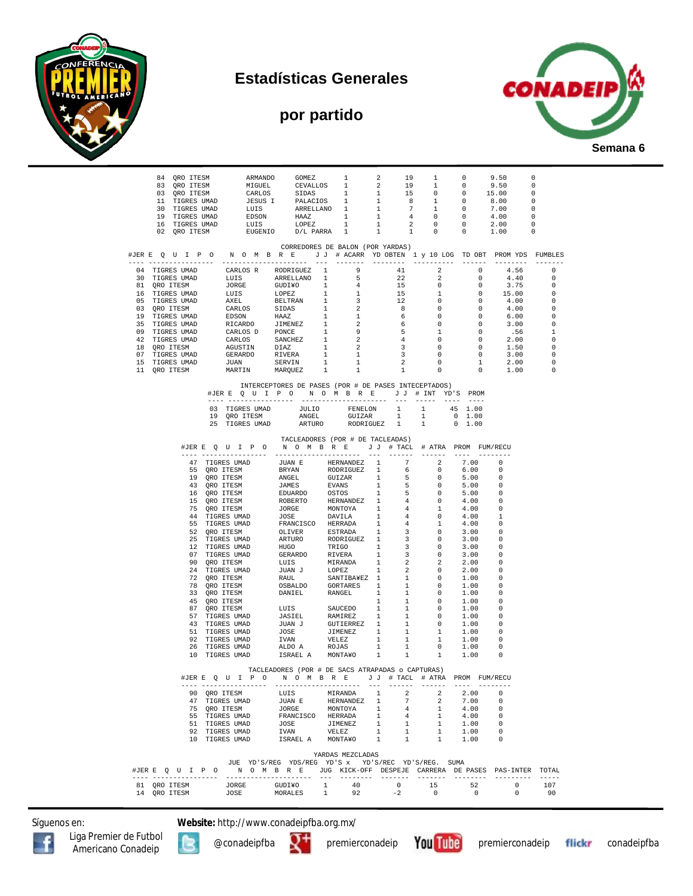# Estadísticas Generales

# por partido

Semana 6

| #JER | EQUIPO | NOMBRE | | | | | | | | |
|---|---|---|---|---|---|---|---|---|---|---|
| 84 | QRO ITESM | ARMANDO | GOMEZ | 1 | 2 | 19 | 1 | 0 | 9.50 | 0 |
| 83 | QRO ITESM | MIGUEL | CEVALLOS | 1 | 2 | 19 | 1 | 0 | 9.50 | 0 |
| 03 | QRO ITESM | CARLOS | SIDAS | 1 | 1 | 15 | 0 | 0 | 15.00 | 0 |
| 11 | TIGRES UMAD | JESUS I | PALACIOS | 1 | 1 | 8 | 1 | 0 | 8.00 | 0 |
| 30 | TIGRES UMAD | LUIS | ARRELLANO | 1 | 1 | 7 | 1 | 0 | 7.00 | 0 |
| 19 | TIGRES UMAD | EDSON | HAAZ | 1 | 1 | 4 | 0 | 0 | 4.00 | 0 |
| 16 | TIGRES UMAD | LUIS | LOPEZ | 1 | 1 | 2 | 0 | 0 | 2.00 | 0 |
| 02 | QRO ITESM | EUGENIO | D/L PARRA | 1 | 1 | 1 | 0 | 0 | 1.00 | 0 |

## CORREDORES DE BALON (POR YARDAS)

| #JER | EQUIPO | NOMBRE | | JJ | # ACARR | YD OBTEN | 1 y 10 LOG | TD OBT | PROM YDS | FUMBLES |
|---|---|---|---|---|---|---|---|---|---|---|
| 04 | TIGRES UMAD | CARLOS R | RODRIGUEZ | 1 | 9 | 41 | 2 | 0 | 4.56 | 0 |
| 30 | TIGRES UMAD | LUIS | ARRELLANO | 1 | 5 | 22 | 2 | 0 | 4.40 | 0 |
| 81 | QRO ITESM | JORGE | GUDIÑO | 1 | 4 | 15 | 0 | 0 | 3.75 | 0 |
| 16 | TIGRES UMAD | LUIS | LOPEZ | 1 | 1 | 15 | 1 | 0 | 15.00 | 0 |
| 05 | TIGRES UMAD | AXEL | BELTRAN | 1 | 3 | 12 | 0 | 0 | 4.00 | 0 |
| 03 | QRO ITESM | CARLOS | SIDAS | 1 | 2 | 8 | 0 | 0 | 4.00 | 0 |
| 19 | TIGRES UMAD | EDSON | HAAZ | 1 | 1 | 6 | 0 | 0 | 6.00 | 0 |
| 35 | TIGRES UMAD | RICARDO | JIMENEZ | 1 | 2 | 6 | 0 | 0 | 3.00 | 0 |
| 09 | TIGRES UMAD | CARLOS D | PONCE | 1 | 9 | 5 | 1 | 0 | .56 | 1 |
| 42 | TIGRES UMAD | CARLOS | SANCHEZ | 1 | 2 | 4 | 0 | 0 | 2.00 | 0 |
| 18 | QRO ITESM | AGUSTIN | DIAZ | 1 | 2 | 3 | 0 | 0 | 1.50 | 0 |
| 07 | TIGRES UMAD | GERARDO | RIVERA | 1 | 1 | 3 | 0 | 0 | 3.00 | 0 |
| 15 | TIGRES UMAD | JUAN | SERVIN | 1 | 1 | 2 | 0 | 1 | 2.00 | 0 |
| 11 | QRO ITESM | MARTIN | MARQUEZ | 1 | 1 | 1 | 0 | 0 | 1.00 | 0 |

## INTERCEPTORES DE PASES (POR # DE PASES INTECEPTADOS)

| #JER | EQUIPO | NOMBRE | | JJ | # INT | YD'S | PROM |
|---|---|---|---|---|---|---|---|
| 03 | TIGRES UMAD | JULIO | FENELON | 1 | 1 | 45 | 1.00 |
| 19 | QRO ITESM | ANGEL | GUIZAR | 1 | 1 | 0 | 1.00 |
| 25 | TIGRES UMAD | ARTURO | RODRIGUEZ | 1 | 1 | 0 | 1.00 |

## TACLEADORES (POR # DE TACLEADAS)

| #JER | EQUIPO | NOMBRE | | JJ | # TACL | # ATRA | PROM | FUM/RECU |
|---|---|---|---|---|---|---|---|---|
| 47 | TIGRES UMAD | JUAN E | HERNANDEZ | 1 | 7 | 2 | 7.00 | 0 |
| 55 | QRO ITESM | BRYAN | RODRIGUEZ | 1 | 6 | 0 | 6.00 | 0 |
| 19 | QRO ITESM | ANGEL | GUIZAR | 1 | 5 | 0 | 5.00 | 0 |
| 43 | QRO ITESM | JAMES | EVANS | 1 | 5 | 0 | 5.00 | 0 |
| 16 | QRO ITESM | EDUARDO | OSTOS | 1 | 5 | 0 | 5.00 | 0 |
| 15 | QRO ITESM | ROBERTO | HERNANDEZ | 1 | 4 | 0 | 4.00 | 0 |
| 75 | QRO ITESM | JORGE | MONTOYA | 1 | 4 | 1 | 4.00 | 0 |
| 44 | TIGRES UMAD | JOSE | DAVILA | 1 | 4 | 0 | 4.00 | 1 |
| 55 | TIGRES UMAD | FRANCISCO | HERRADA | 1 | 4 | 1 | 4.00 | 0 |
| 52 | QRO ITESM | OLIVER | ESTRADA | 1 | 3 | 0 | 3.00 | 0 |
| 25 | TIGRES UMAD | ARTURO | RODRIGUEZ | 1 | 3 | 0 | 3.00 | 0 |
| 12 | TIGRES UMAD | HUGO | TRIGO | 1 | 3 | 0 | 3.00 | 0 |
| 07 | TIGRES UMAD | GERARDO | RIVERA | 1 | 3 | 0 | 3.00 | 0 |
| 90 | QRO ITESM | LUIS | MIRANDA | 1 | 2 | 2 | 2.00 | 0 |
| 24 | TIGRES UMAD | JUAN J | LOPEZ | 1 | 2 | 0 | 2.00 | 0 |
| 72 | QRO ITESM | RAUL | SANTIBAÑEZ | 1 | 1 | 0 | 1.00 | 0 |
| 78 | QRO ITESM | OSBALDO | GORTARES | 1 | 1 | 0 | 1.00 | 0 |
| 33 | QRO ITESM | DANIEL | RANGEL | 1 | 1 | 0 | 1.00 | 0 |
| 45 | QRO ITESM | | | 1 | 1 | 0 | 1.00 | 0 |
| 87 | QRO ITESM | LUIS | SAUCEDO | 1 | 1 | 0 | 1.00 | 0 |
| 57 | TIGRES UMAD | JASIEL | RAMIREZ | 1 | 1 | 0 | 1.00 | 0 |
| 43 | TIGRES UMAD | JUAN J | GUTIERREZ | 1 | 1 | 0 | 1.00 | 0 |
| 51 | TIGRES UMAD | JOSE | JIMENEZ | 1 | 1 | 1 | 1.00 | 0 |
| 92 | TIGRES UMAD | IVAN | VELEZ | 1 | 1 | 1 | 1.00 | 0 |
| 26 | TIGRES UMAD | ALDO A | ROJAS | 1 | 1 | 0 | 1.00 | 0 |
| 10 | TIGRES UMAD | ISRAEL A | MONTAÑO | 1 | 1 | 1 | 1.00 | 0 |

## TACLEADORES (POR # DE SACS ATRAPADAS o CAPTURAS)

| #JER | EQUIPO | NOMBRE | | JJ | # TACL | # ATRA | PROM | FUM/RECU |
|---|---|---|---|---|---|---|---|---|
| 90 | QRO ITESM | LUIS | MIRANDA | 1 | 2 | 2 | 2.00 | 0 |
| 47 | TIGRES UMAD | JUAN E | HERNANDEZ | 1 | 7 | 2 | 7.00 | 0 |
| 75 | QRO ITESM | JORGE | MONTOYA | 1 | 4 | 1 | 4.00 | 0 |
| 55 | TIGRES UMAD | FRANCISCO | HERRADA | 1 | 4 | 1 | 4.00 | 0 |
| 51 | TIGRES UMAD | JOSE | JIMENEZ | 1 | 1 | 1 | 1.00 | 0 |
| 92 | TIGRES UMAD | IVAN | VELEZ | 1 | 1 | 1 | 1.00 | 0 |
| 10 | TIGRES UMAD | ISRAEL A | MONTAÑO | 1 | 1 | 1 | 1.00 | 0 |

## YARDAS MEZCLADAS

| #JER | EQUIPO | NOMBRE | | JUE JUG | YD'S/REG KICK-OFF | YDS/REG DESPEJE | YD'S x CARRERA | YD'S/REC DE PASES | YD'S/REG. PAS-INTER | SUMA TOTAL |
|---|---|---|---|---|---|---|---|---|---|---|
| 81 | QRO ITESM | JORGE | GUDIÑO | 1 | 40 | 0 | 15 | 52 | 0 | 107 |
| 14 | QRO ITESM | JOSE | MORALES | 1 | 92 | -2 | 0 | 0 | 0 | 90 |

Síguenos en: **Website:** http://www.conadeipfba.org.mx/

Liga Premier de Futbol Americano Conadeip | @conadeipfba | premierconadeip | premierconadeip | conadeipfba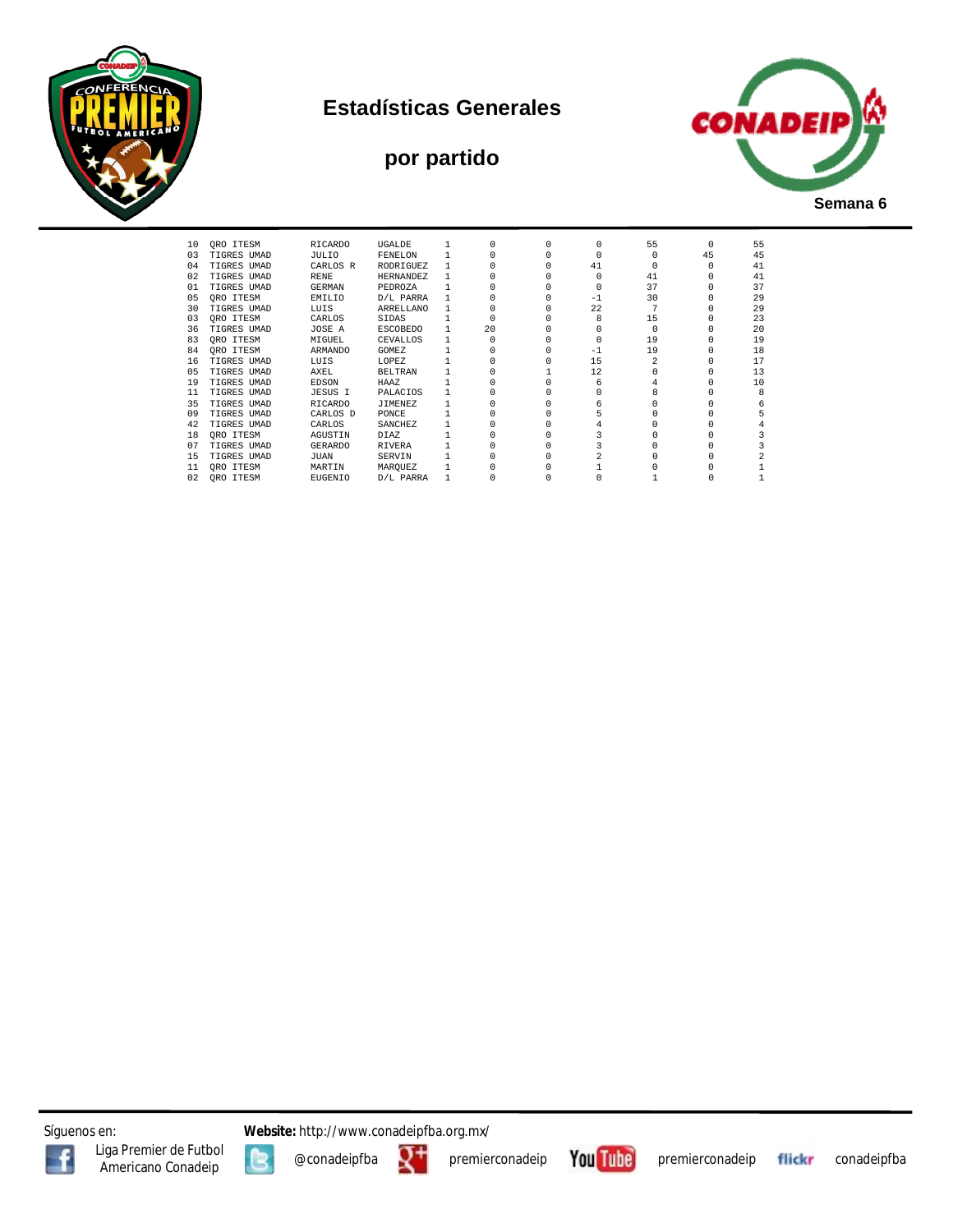# Estadísticas Generales

## por partido

Semana 6

| | | | | | | | | | | |
|---|---|---|---|---|---|---|---|---|---|---|
| 10 | QRO ITESM | RICARDO | UGALDE | 1 | 0 | 0 | 0 | 55 | 0 | 55 |
| 03 | TIGRES UMAD | JULIO | FENELON | 1 | 0 | 0 | 0 | 0 | 45 | 45 |
| 04 | TIGRES UMAD | CARLOS R | RODRIGUEZ | 1 | 0 | 0 | 41 | 0 | 0 | 41 |
| 02 | TIGRES UMAD | RENE | HERNANDEZ | 1 | 0 | 0 | 0 | 41 | 0 | 41 |
| 01 | TIGRES UMAD | GERMAN | PEDROZA | 1 | 0 | 0 | 0 | 37 | 0 | 37 |
| 05 | QRO ITESM | EMILIO | D/L PARRA | 1 | 0 | 0 | -1 | 30 | 0 | 29 |
| 30 | TIGRES UMAD | LUIS | ARRELLANO | 1 | 0 | 0 | 22 | 7 | 0 | 29 |
| 03 | QRO ITESM | CARLOS | SIDAS | 1 | 0 | 0 | 8 | 15 | 0 | 23 |
| 36 | TIGRES UMAD | JOSE A | ESCOBEDO | 1 | 20 | 0 | 0 | 0 | 0 | 20 |
| 83 | QRO ITESM | MIGUEL | CEVALLOS | 1 | 0 | 0 | 0 | 19 | 0 | 19 |
| 84 | QRO ITESM | ARMANDO | GOMEZ | 1 | 0 | 0 | -1 | 19 | 0 | 18 |
| 16 | TIGRES UMAD | LUIS | LOPEZ | 1 | 0 | 0 | 15 | 2 | 0 | 17 |
| 05 | TIGRES UMAD | AXEL | BELTRAN | 1 | 0 | 1 | 12 | 0 | 0 | 13 |
| 19 | TIGRES UMAD | EDSON | HAAZ | 1 | 0 | 0 | 6 | 4 | 0 | 10 |
| 11 | TIGRES UMAD | JESUS I | PALACIOS | 1 | 0 | 0 | 0 | 8 | 0 | 8 |
| 35 | TIGRES UMAD | RICARDO | JIMENEZ | 1 | 0 | 0 | 6 | 0 | 0 | 6 |
| 09 | TIGRES UMAD | CARLOS D | PONCE | 1 | 0 | 0 | 5 | 0 | 0 | 5 |
| 42 | TIGRES UMAD | CARLOS | SANCHEZ | 1 | 0 | 0 | 4 | 0 | 0 | 4 |
| 18 | QRO ITESM | AGUSTIN | DIAZ | 1 | 0 | 0 | 3 | 0 | 0 | 3 |
| 07 | TIGRES UMAD | GERARDO | RIVERA | 1 | 0 | 0 | 3 | 0 | 0 | 3 |
| 15 | TIGRES UMAD | JUAN | SERVIN | 1 | 0 | 0 | 2 | 0 | 0 | 2 |
| 11 | QRO ITESM | MARTIN | MARQUEZ | 1 | 0 | 0 | 1 | 0 | 0 | 1 |
| 02 | QRO ITESM | EUGENIO | D/L PARRA | 1 | 0 | 0 | 0 | 1 | 0 | 1 |

Síguenos en: Liga Premier de Futbol Americano Conadeip

**Website:** http://www.conadeipfba.org.mx/

@conadeipfba premierconadeip premierconadeip conadeipfba